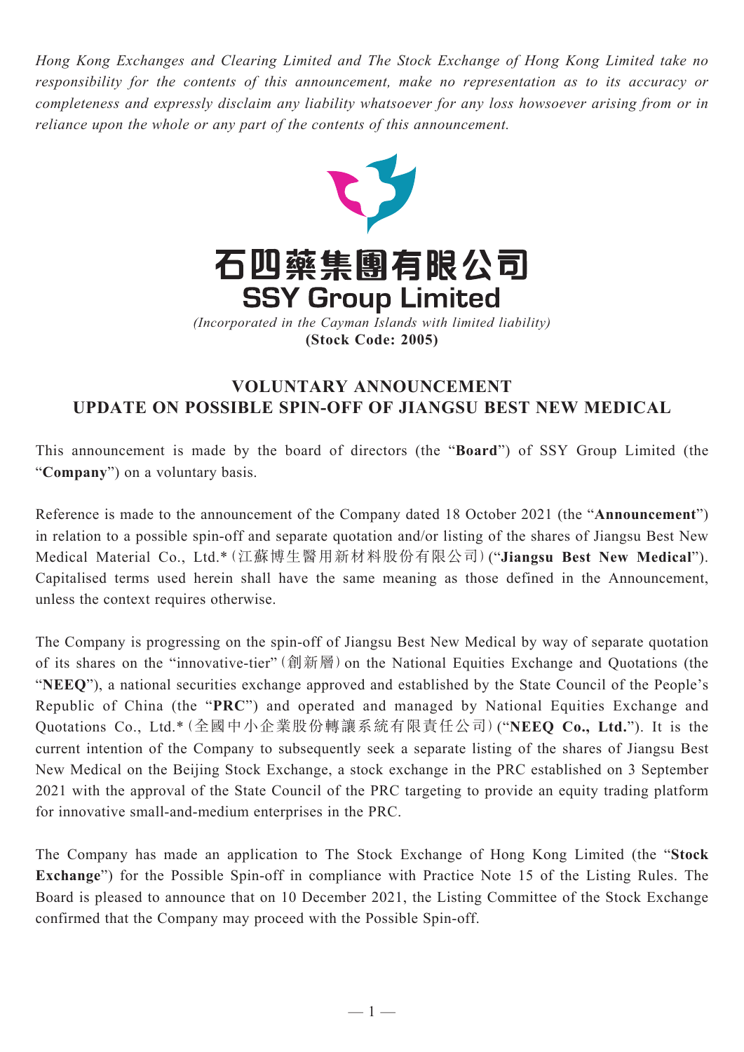*Hong Kong Exchanges and Clearing Limited and The Stock Exchange of Hong Kong Limited take no responsibility for the contents of this announcement, make no representation as to its accuracy or completeness and expressly disclaim any liability whatsoever for any loss howsoever arising from or in reliance upon the whole or any part of the contents of this announcement.*

# 石四藥集團有限公司
# SSY Group Limited

*(Incorporated in the Cayman Islands with limited liability)*
**(Stock Code: 2005)**

## VOLUNTARY ANNOUNCEMENT
## UPDATE ON POSSIBLE SPIN-OFF OF JIANGSU BEST NEW MEDICAL

This announcement is made by the board of directors (the "**Board**") of SSY Group Limited (the "**Company**") on a voluntary basis.

Reference is made to the announcement of the Company dated 18 October 2021 (the "**Announcement**") in relation to a possible spin-off and separate quotation and/or listing of the shares of Jiangsu Best New Medical Material Co., Ltd.*（江蘇博生醫用新材料股份有限公司）("**Jiangsu Best New Medical**"). Capitalised terms used herein shall have the same meaning as those defined in the Announcement, unless the context requires otherwise.

The Company is progressing on the spin-off of Jiangsu Best New Medical by way of separate quotation of its shares on the "innovative-tier"（創新層）on the National Equities Exchange and Quotations (the "**NEEQ**"), a national securities exchange approved and established by the State Council of the People's Republic of China (the "**PRC**") and operated and managed by National Equities Exchange and Quotations Co., Ltd.*（全國中小企業股份轉讓系統有限責任公司）("**NEEQ Co., Ltd.**"). It is the current intention of the Company to subsequently seek a separate listing of the shares of Jiangsu Best New Medical on the Beijing Stock Exchange, a stock exchange in the PRC established on 3 September 2021 with the approval of the State Council of the PRC targeting to provide an equity trading platform for innovative small-and-medium enterprises in the PRC.

The Company has made an application to The Stock Exchange of Hong Kong Limited (the "**Stock Exchange**") for the Possible Spin-off in compliance with Practice Note 15 of the Listing Rules. The Board is pleased to announce that on 10 December 2021, the Listing Committee of the Stock Exchange confirmed that the Company may proceed with the Possible Spin-off.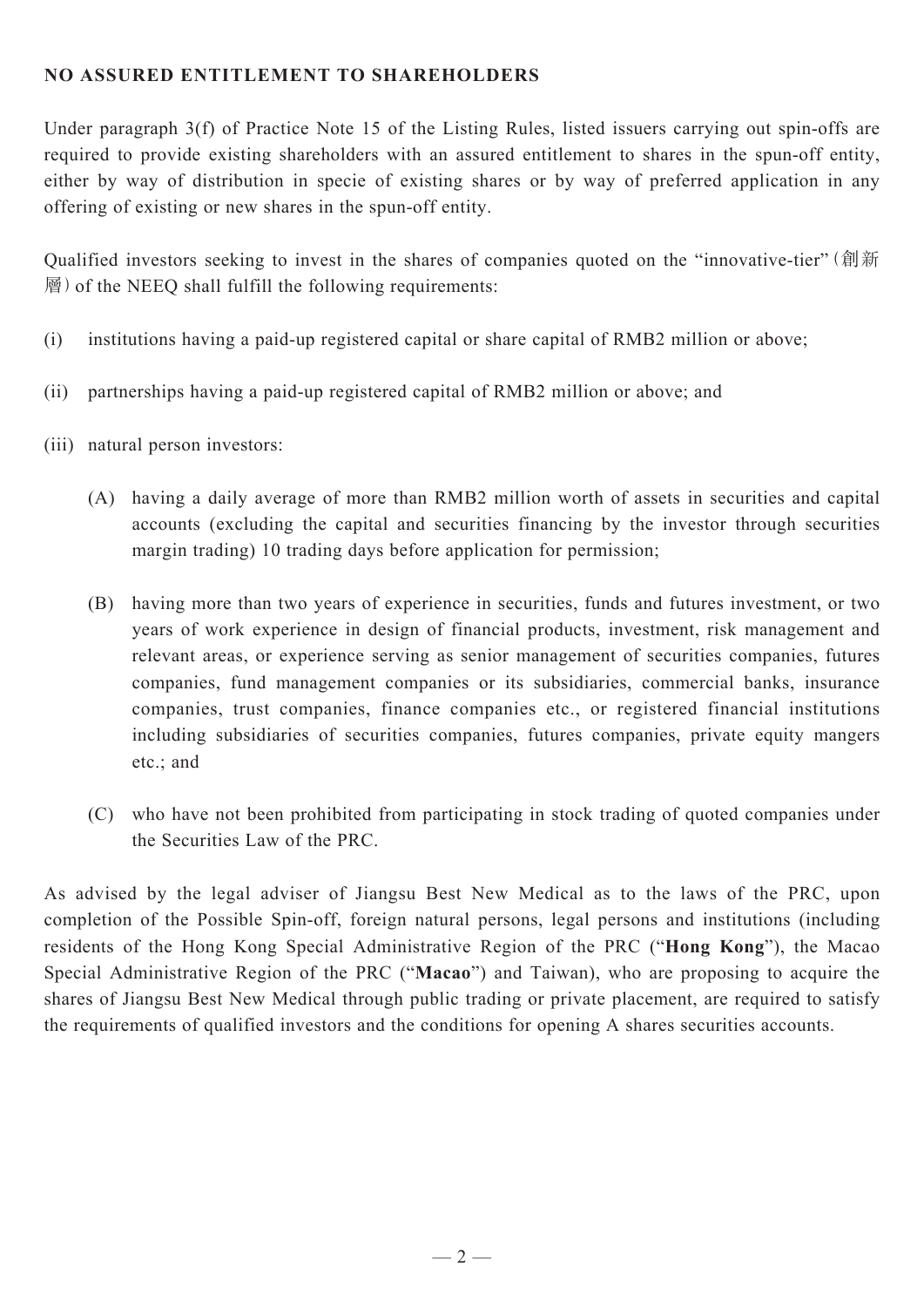**NO ASSURED ENTITLEMENT TO SHAREHOLDERS**

Under paragraph 3(f) of Practice Note 15 of the Listing Rules, listed issuers carrying out spin-offs are required to provide existing shareholders with an assured entitlement to shares in the spun-off entity, either by way of distribution in specie of existing shares or by way of preferred application in any offering of existing or new shares in the spun-off entity.

Qualified investors seeking to invest in the shares of companies quoted on the "innovative-tier" (創新層) of the NEEQ shall fulfill the following requirements:

(i) institutions having a paid-up registered capital or share capital of RMB2 million or above;

(ii) partnerships having a paid-up registered capital of RMB2 million or above; and

(iii) natural person investors:

(A) having a daily average of more than RMB2 million worth of assets in securities and capital accounts (excluding the capital and securities financing by the investor through securities margin trading) 10 trading days before application for permission;

(B) having more than two years of experience in securities, funds and futures investment, or two years of work experience in design of financial products, investment, risk management and relevant areas, or experience serving as senior management of securities companies, futures companies, fund management companies or its subsidiaries, commercial banks, insurance companies, trust companies, finance companies etc., or registered financial institutions including subsidiaries of securities companies, futures companies, private equity mangers etc.; and

(C) who have not been prohibited from participating in stock trading of quoted companies under the Securities Law of the PRC.

As advised by the legal adviser of Jiangsu Best New Medical as to the laws of the PRC, upon completion of the Possible Spin-off, foreign natural persons, legal persons and institutions (including residents of the Hong Kong Special Administrative Region of the PRC ("**Hong Kong**"), the Macao Special Administrative Region of the PRC ("**Macao**") and Taiwan), who are proposing to acquire the shares of Jiangsu Best New Medical through public trading or private placement, are required to satisfy the requirements of qualified investors and the conditions for opening A shares securities accounts.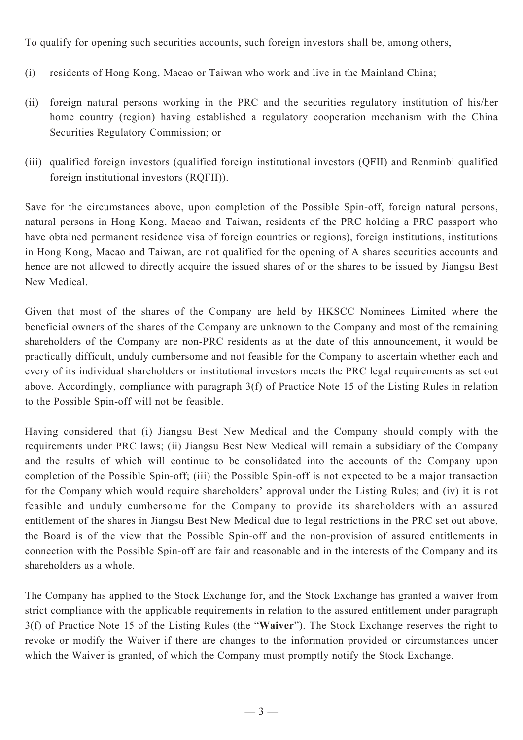To qualify for opening such securities accounts, such foreign investors shall be, among others,

(i) residents of Hong Kong, Macao or Taiwan who work and live in the Mainland China;

(ii) foreign natural persons working in the PRC and the securities regulatory institution of his/her home country (region) having established a regulatory cooperation mechanism with the China Securities Regulatory Commission; or

(iii) qualified foreign investors (qualified foreign institutional investors (QFII) and Renminbi qualified foreign institutional investors (RQFII)).

Save for the circumstances above, upon completion of the Possible Spin-off, foreign natural persons, natural persons in Hong Kong, Macao and Taiwan, residents of the PRC holding a PRC passport who have obtained permanent residence visa of foreign countries or regions), foreign institutions, institutions in Hong Kong, Macao and Taiwan, are not qualified for the opening of A shares securities accounts and hence are not allowed to directly acquire the issued shares of or the shares to be issued by Jiangsu Best New Medical.

Given that most of the shares of the Company are held by HKSCC Nominees Limited where the beneficial owners of the shares of the Company are unknown to the Company and most of the remaining shareholders of the Company are non-PRC residents as at the date of this announcement, it would be practically difficult, unduly cumbersome and not feasible for the Company to ascertain whether each and every of its individual shareholders or institutional investors meets the PRC legal requirements as set out above. Accordingly, compliance with paragraph 3(f) of Practice Note 15 of the Listing Rules in relation to the Possible Spin-off will not be feasible.

Having considered that (i) Jiangsu Best New Medical and the Company should comply with the requirements under PRC laws; (ii) Jiangsu Best New Medical will remain a subsidiary of the Company and the results of which will continue to be consolidated into the accounts of the Company upon completion of the Possible Spin-off; (iii) the Possible Spin-off is not expected to be a major transaction for the Company which would require shareholders' approval under the Listing Rules; and (iv) it is not feasible and unduly cumbersome for the Company to provide its shareholders with an assured entitlement of the shares in Jiangsu Best New Medical due to legal restrictions in the PRC set out above, the Board is of the view that the Possible Spin-off and the non-provision of assured entitlements in connection with the Possible Spin-off are fair and reasonable and in the interests of the Company and its shareholders as a whole.

The Company has applied to the Stock Exchange for, and the Stock Exchange has granted a waiver from strict compliance with the applicable requirements in relation to the assured entitlement under paragraph 3(f) of Practice Note 15 of the Listing Rules (the "**Waiver**"). The Stock Exchange reserves the right to revoke or modify the Waiver if there are changes to the information provided or circumstances under which the Waiver is granted, of which the Company must promptly notify the Stock Exchange.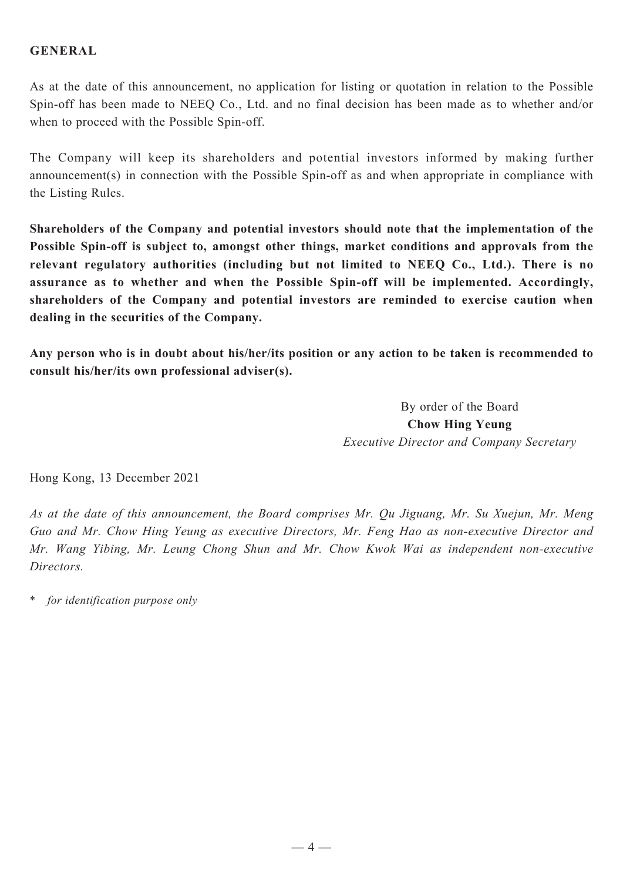## GENERAL

As at the date of this announcement, no application for listing or quotation in relation to the Possible Spin-off has been made to NEEQ Co., Ltd. and no final decision has been made as to whether and/or when to proceed with the Possible Spin-off.

The Company will keep its shareholders and potential investors informed by making further announcement(s) in connection with the Possible Spin-off as and when appropriate in compliance with the Listing Rules.

**Shareholders of the Company and potential investors should note that the implementation of the Possible Spin-off is subject to, amongst other things, market conditions and approvals from the relevant regulatory authorities (including but not limited to NEEQ Co., Ltd.). There is no assurance as to whether and when the Possible Spin-off will be implemented. Accordingly, shareholders of the Company and potential investors are reminded to exercise caution when dealing in the securities of the Company.**

**Any person who is in doubt about his/her/its position or any action to be taken is recommended to consult his/her/its own professional adviser(s).**

By order of the Board
**Chow Hing Yeung**
*Executive Director and Company Secretary*

Hong Kong, 13 December 2021

*As at the date of this announcement, the Board comprises Mr. Qu Jiguang, Mr. Su Xuejun, Mr. Meng Guo and Mr. Chow Hing Yeung as executive Directors, Mr. Feng Hao as non-executive Director and Mr. Wang Yibing, Mr. Leung Chong Shun and Mr. Chow Kwok Wai as independent non-executive Directors.*

\* *for identification purpose only*